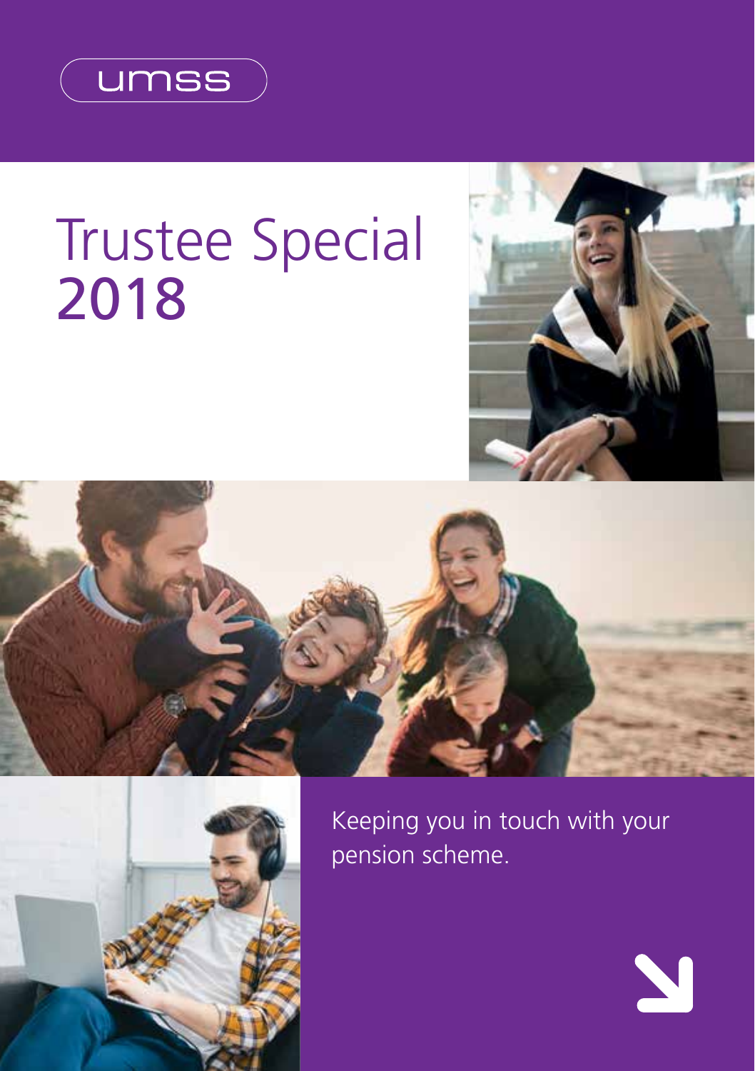umss

# Trustee Special 2018

Keeping you in touch with your pension scheme.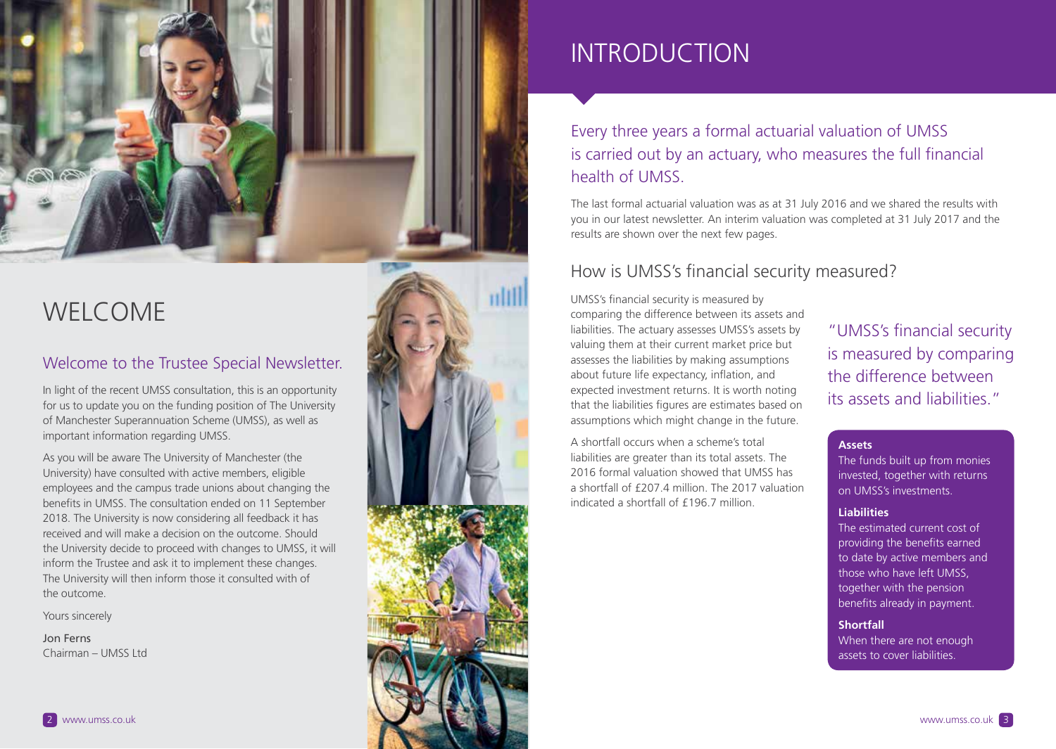# WELCOME

## Welcome to the Trustee Special Newsletter.

In light of the recent UMSS consultation, this is an opportunity for us to update you on the funding position of The University of Manchester Superannuation Scheme (UMSS), as well as important information regarding UMSS.

As you will be aware The University of Manchester (the University) have consulted with active members, eligible employees and the campus trade unions about changing the benefits in UMSS. The consultation ended on 11 September 2018. The University is now considering all feedback it has received and will make a decision on the outcome. Should the University decide to proceed with changes to UMSS, it will inform the Trustee and ask it to implement these changes. The University will then inform those it consulted with of the outcome.

Yours sincerely

Jon Ferns
Chairman – UMSS Ltd

# INTRODUCTION

## Every three years a formal actuarial valuation of UMSS is carried out by an actuary, who measures the full financial health of UMSS.

The last formal actuarial valuation was as at 31 July 2016 and we shared the results with you in our latest newsletter. An interim valuation was completed at 31 July 2017 and the results are shown over the next few pages.

## How is UMSS's financial security measured?

UMSS's financial security is measured by comparing the difference between its assets and liabilities. The actuary assesses UMSS's assets by valuing them at their current market price but assesses the liabilities by making assumptions about future life expectancy, inflation, and expected investment returns. It is worth noting that the liabilities figures are estimates based on assumptions which might change in the future.

A shortfall occurs when a scheme's total liabilities are greater than its total assets. The 2016 formal valuation showed that UMSS has a shortfall of £207.4 million. The 2017 valuation indicated a shortfall of £196.7 million.

"UMSS's financial security is measured by comparing the difference between its assets and liabilities."

**Assets**
The funds built up from monies invested, together with returns on UMSS's investments.

**Liabilities**
The estimated current cost of providing the benefits earned to date by active members and those who have left UMSS, together with the pension benefits already in payment.

**Shortfall**
When there are not enough assets to cover liabilities.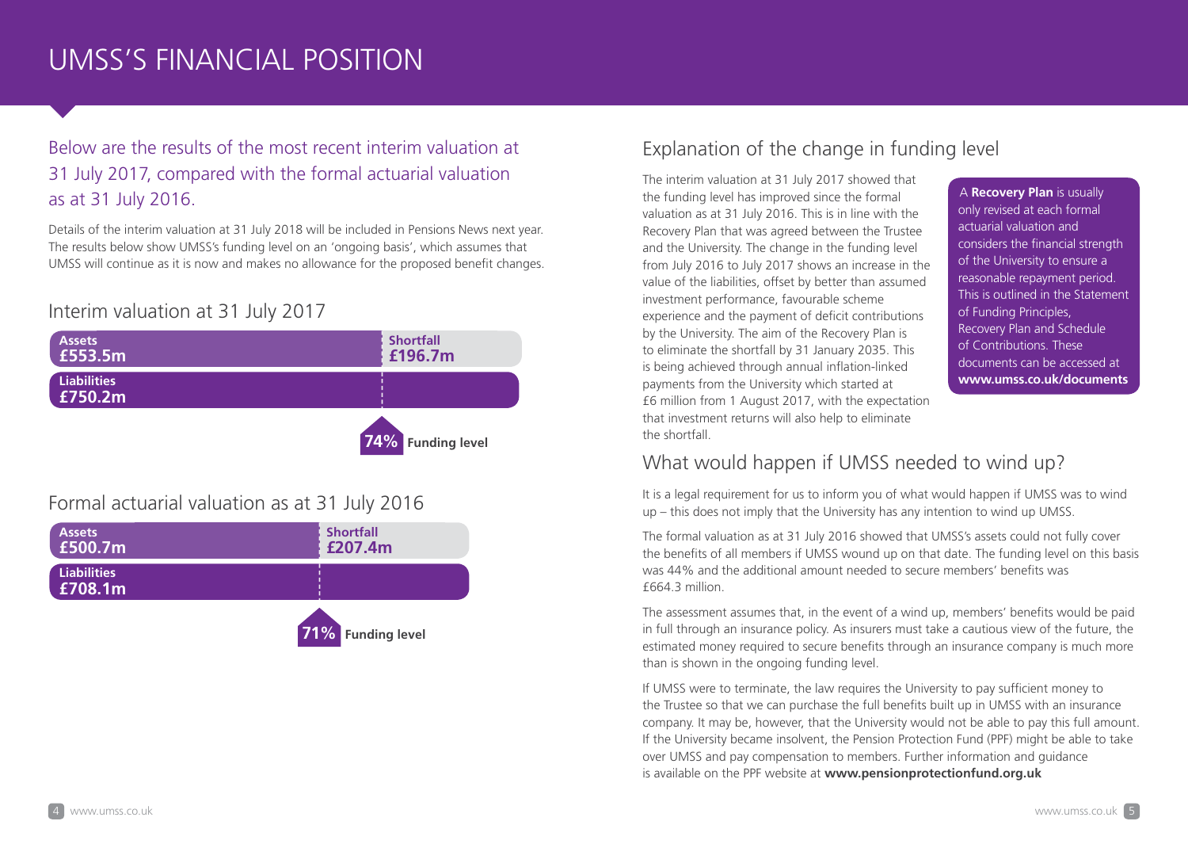# UMSS'S FINANCIAL POSITION

Below are the results of the most recent interim valuation at 31 July 2017, compared with the formal actuarial valuation as at 31 July 2016.

Details of the interim valuation at 31 July 2018 will be included in Pensions News next year. The results below show UMSS's funding level on an 'ongoing basis', which assumes that UMSS will continue as it is now and makes no allowance for the proposed benefit changes.

## Interim valuation at 31 July 2017

**Assets**
**£553.5m**

**Shortfall**
**£196.7m**

**Liabilities**
**£750.2m**

**74%** **Funding level**

## Formal actuarial valuation as at 31 July 2016

**Assets**
**£500.7m**

**Shortfall**
**£207.4m**

**Liabilities**
**£708.1m**

**71%** **Funding level**

## Explanation of the change in funding level

The interim valuation at 31 July 2017 showed that the funding level has improved since the formal valuation as at 31 July 2016. This is in line with the Recovery Plan that was agreed between the Trustee and the University. The change in the funding level from July 2016 to July 2017 shows an increase in the value of the liabilities, offset by better than assumed investment performance, favourable scheme experience and the payment of deficit contributions by the University. The aim of the Recovery Plan is to eliminate the shortfall by 31 January 2035. This is being achieved through annual inflation-linked payments from the University which started at £6 million from 1 August 2017, with the expectation that investment returns will also help to eliminate the shortfall.

A **Recovery Plan** is usually only revised at each formal actuarial valuation and considers the financial strength of the University to ensure a reasonable repayment period. This is outlined in the Statement of Funding Principles, Recovery Plan and Schedule of Contributions. These documents can be accessed at **www.umss.co.uk/documents**

## What would happen if UMSS needed to wind up?

It is a legal requirement for us to inform you of what would happen if UMSS was to wind up – this does not imply that the University has any intention to wind up UMSS.

The formal valuation as at 31 July 2016 showed that UMSS's assets could not fully cover the benefits of all members if UMSS wound up on that date. The funding level on this basis was 44% and the additional amount needed to secure members' benefits was £664.3 million.

The assessment assumes that, in the event of a wind up, members' benefits would be paid in full through an insurance policy. As insurers must take a cautious view of the future, the estimated money required to secure benefits through an insurance company is much more than is shown in the ongoing funding level.

If UMSS were to terminate, the law requires the University to pay sufficient money to the Trustee so that we can purchase the full benefits built up in UMSS with an insurance company. It may be, however, that the University would not be able to pay this full amount. If the University became insolvent, the Pension Protection Fund (PPF) might be able to take over UMSS and pay compensation to members. Further information and guidance is available on the PPF website at **www.pensionprotectionfund.org.uk**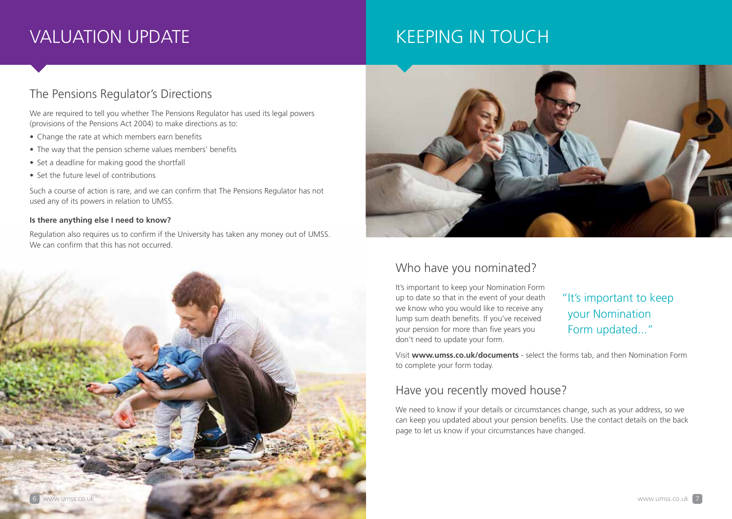# VALUATION UPDATE

## The Pensions Regulator's Directions

We are required to tell you whether The Pensions Regulator has used its legal powers (provisions of the Pensions Act 2004) to make directions as to:

- Change the rate at which members earn benefits
- The way that the pension scheme values members' benefits
- Set a deadline for making good the shortfall
- Set the future level of contributions

Such a course of action is rare, and we can confirm that The Pensions Regulator has not used any of its powers in relation to UMSS.

**Is there anything else I need to know?**

Regulation also requires us to confirm if the University has taken any money out of UMSS. We can confirm that this has not occurred.

# KEEPING IN TOUCH

## Who have you nominated?

It's important to keep your Nomination Form up to date so that in the event of your death we know who you would like to receive any lump sum death benefits. If you've received your pension for more than five years you don't need to update your form.

"It's important to keep your Nomination Form updated..."

Visit **www.umss.co.uk/documents** - select the forms tab, and then Nomination Form to complete your form today.

## Have you recently moved house?

We need to know if your details or circumstances change, such as your address, so we can keep you updated about your pension benefits. Use the contact details on the back page to let us know if your circumstances have changed.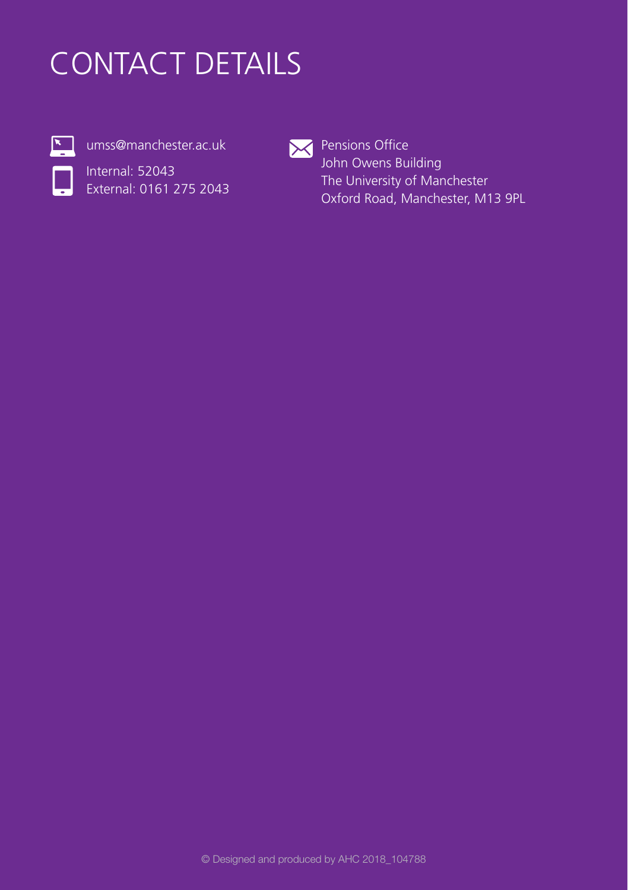# CONTACT DETAILS

umss@manchester.ac.uk

Internal: 52043
External: 0161 275 2043

Pensions Office
John Owens Building
The University of Manchester
Oxford Road, Manchester, M13 9PL

© Designed and produced by AHC 2018_104788